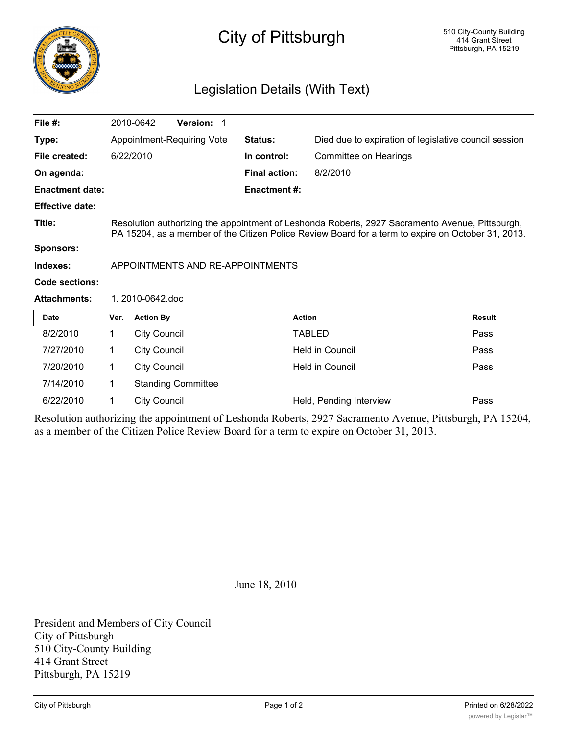# City of Pittsburgh

510 City-County Building
414 Grant Street
Pittsburgh, PA 15219

## Legislation Details (With Text)

| | | | |
|---|---|---|---|
| **File #:** | 2010-0642 **Version:** 1 | | |
| **Type:** | Appointment-Requiring Vote | **Status:** | Died due to expiration of legislative council session |
| **File created:** | 6/22/2010 | **In control:** | Committee on Hearings |
| **On agenda:** | | **Final action:** | 8/2/2010 |
| **Enactment date:** | | **Enactment #:** | |
| **Effective date:** | | | |

**Title:** Resolution authorizing the appointment of Leshonda Roberts, 2927 Sacramento Avenue, Pittsburgh, PA 15204, as a member of the Citizen Police Review Board for a term to expire on October 31, 2013.

**Sponsors:**

**Indexes:** APPOINTMENTS AND RE-APPOINTMENTS

**Code sections:**

**Attachments:** 1. 2010-0642.doc

| Date | Ver. | Action By | Action | Result |
|---|---|---|---|---|
| 8/2/2010 | 1 | City Council | TABLED | Pass |
| 7/27/2010 | 1 | City Council | Held in Council | Pass |
| 7/20/2010 | 1 | City Council | Held in Council | Pass |
| 7/14/2010 | 1 | Standing Committee | | |
| 6/22/2010 | 1 | City Council | Held, Pending Interview | Pass |

Resolution authorizing the appointment of Leshonda Roberts, 2927 Sacramento Avenue, Pittsburgh, PA 15204, as a member of the Citizen Police Review Board for a term to expire on October 31, 2013.

June 18, 2010

President and Members of City Council
City of Pittsburgh
510 City-County Building
414 Grant Street
Pittsburgh, PA 15219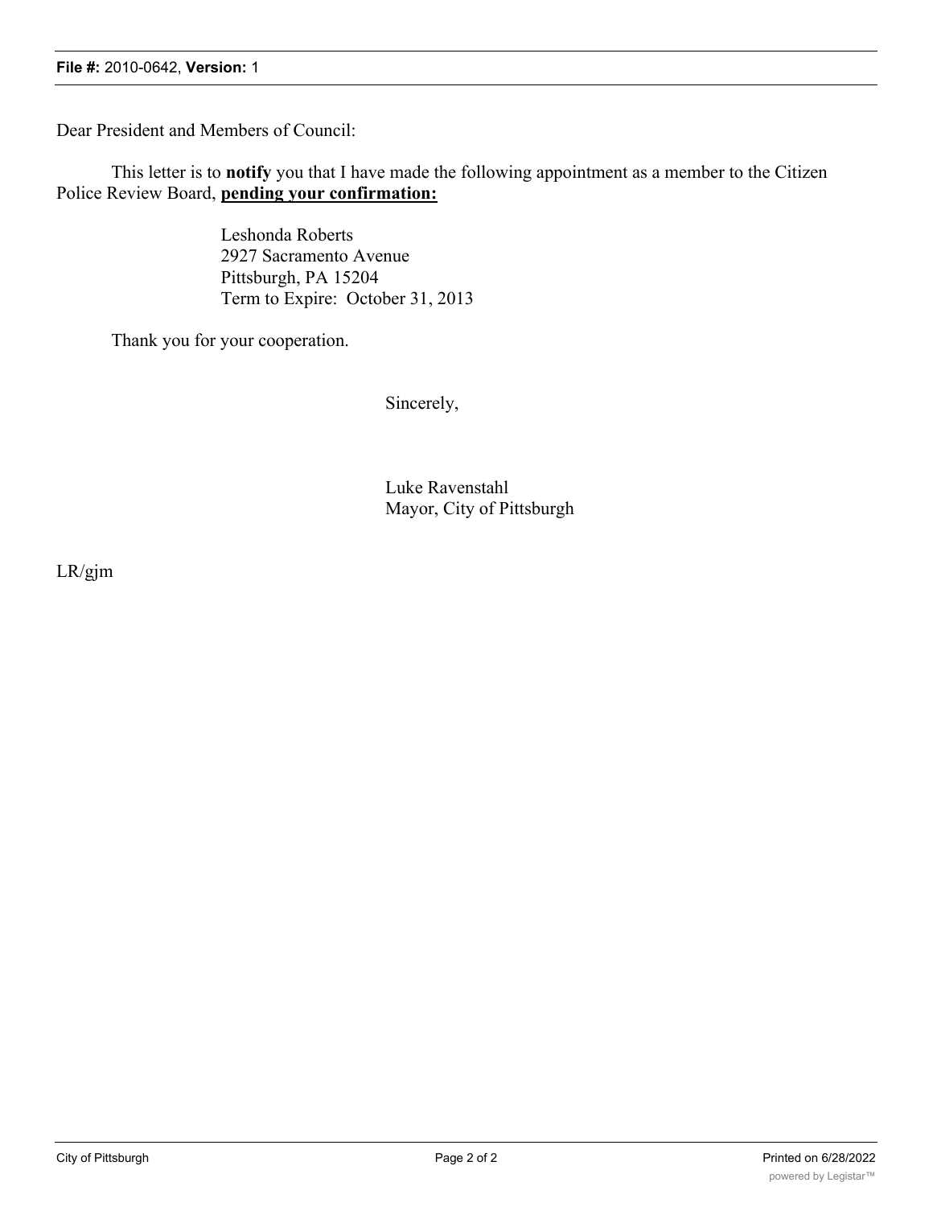Dear President and Members of Council:

This letter is to **notify** you that I have made the following appointment as a member to the Citizen Police Review Board, **pending your confirmation:**

Leshonda Roberts
2927 Sacramento Avenue
Pittsburgh, PA 15204
Term to Expire: October 31, 2013

Thank you for your cooperation.

Sincerely,

Luke Ravenstahl
Mayor, City of Pittsburgh

LR/gjm